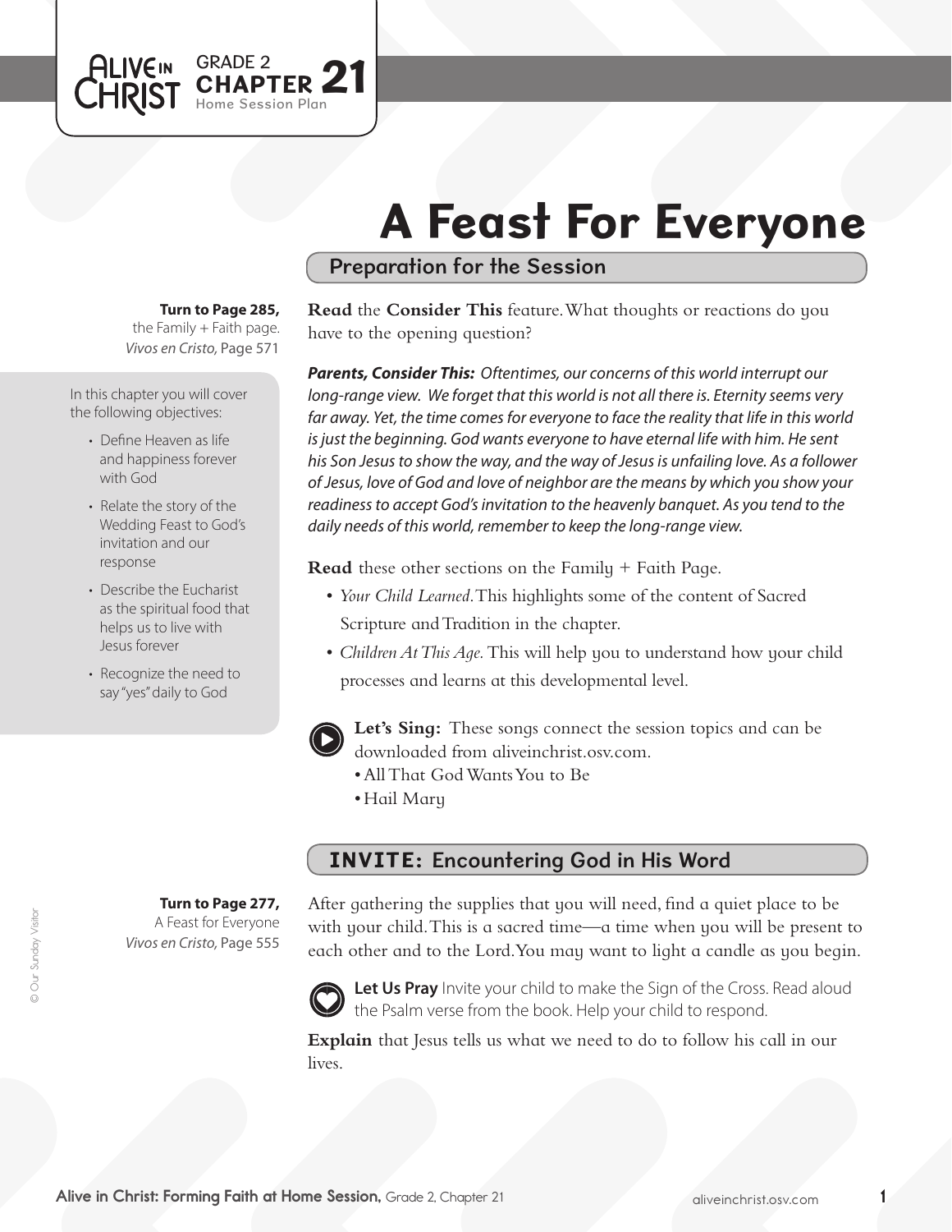GRADE 2 **CHAPTER 21**
Home Session Plan

# A Feast For Everyone

## Preparation for the Session

**Turn to Page 285,** the Family + Faith page.
*Vivos en Cristo,* Page 571

In this chapter you will cover the following objectives:

- Define Heaven as life and happiness forever with God
- Relate the story of the Wedding Feast to God's invitation and our response
- Describe the Eucharist as the spiritual food that helps us to live with Jesus forever
- Recognize the need to say "yes" daily to God

**Read** the **Consider This** feature. What thoughts or reactions do you have to the opening question?

***Parents, Consider This:*** *Oftentimes, our concerns of this world interrupt our long-range view. We forget that this world is not all there is. Eternity seems very far away. Yet, the time comes for everyone to face the reality that life in this world is just the beginning. God wants everyone to have eternal life with him. He sent his Son Jesus to show the way, and the way of Jesus is unfailing love. As a follower of Jesus, love of God and love of neighbor are the means by which you show your readiness to accept God's invitation to the heavenly banquet. As you tend to the daily needs of this world, remember to keep the long-range view.*

**Read** these other sections on the Family + Faith Page.

- *Your Child Learned.* This highlights some of the content of Sacred Scripture and Tradition in the chapter.
- *Children At This Age.* This will help you to understand how your child processes and learns at this developmental level.

**Let's Sing:** These songs connect the session topics and can be downloaded from aliveinchrist.osv.com.

- All That God Wants You to Be
- Hail Mary

## INVITE: Encountering God in His Word

**Turn to Page 277,** A Feast for Everyone
*Vivos en Cristo,* Page 555

After gathering the supplies that you will need, find a quiet place to be with your child. This is a sacred time—a time when you will be present to each other and to the Lord. You may want to light a candle as you begin.

**Let Us Pray** Invite your child to make the Sign of the Cross. Read aloud the Psalm verse from the book. Help your child to respond.

**Explain** that Jesus tells us what we need to do to follow his call in our lives.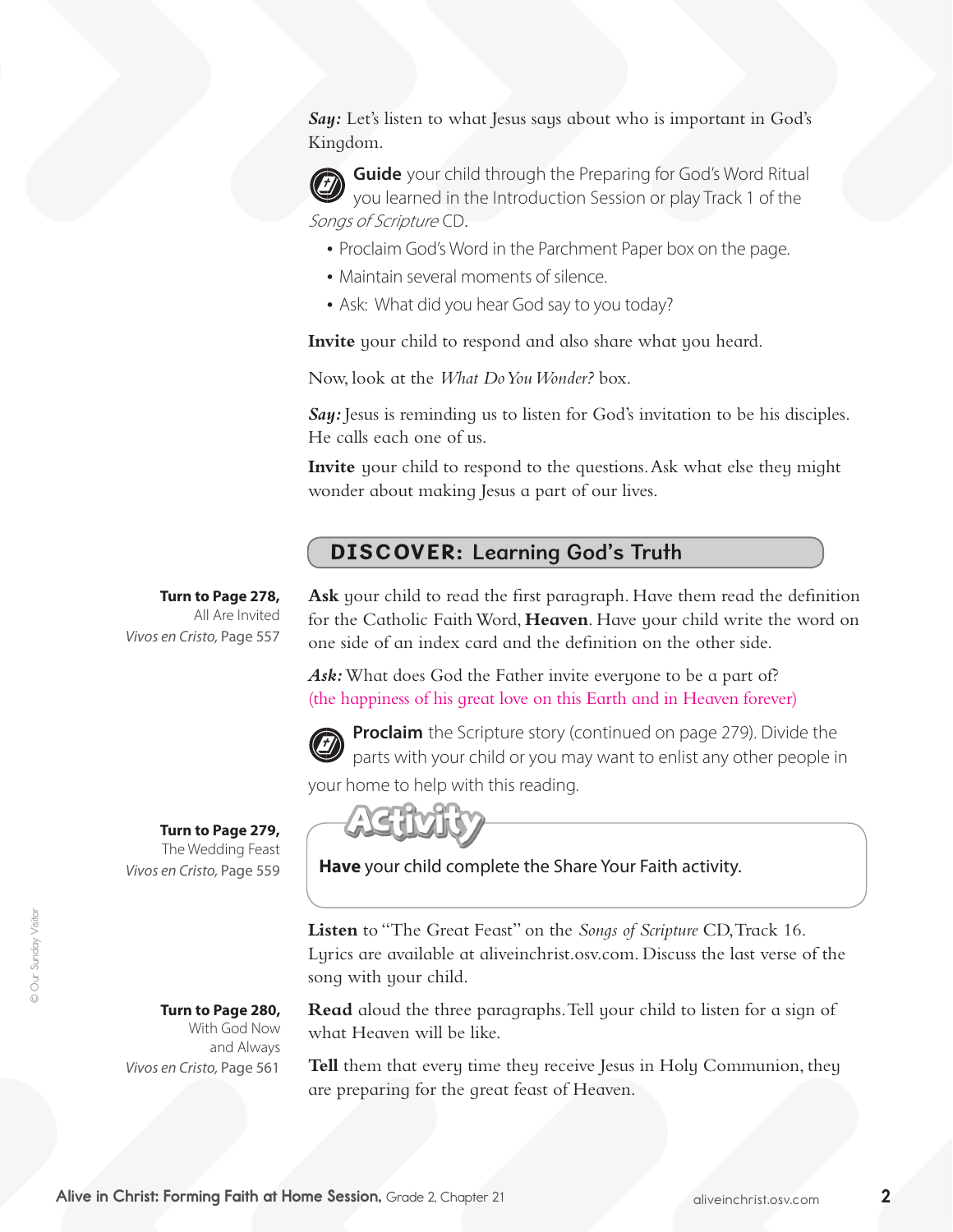***Say:*** Let's listen to what Jesus says about who is important in God's Kingdom.

**Guide** your child through the Preparing for God's Word Ritual you learned in the Introduction Session or play Track 1 of the *Songs of Scripture* CD.

- Proclaim God's Word in the Parchment Paper box on the page.
- Maintain several moments of silence.
- Ask: What did you hear God say to you today?

**Invite** your child to respond and also share what you heard.

Now, look at the *What Do You Wonder?* box.

***Say:*** Jesus is reminding us to listen for God's invitation to be his disciples. He calls each one of us.

**Invite** your child to respond to the questions. Ask what else they might wonder about making Jesus a part of our lives.

## DISCOVER: Learning God's Truth

**Turn to Page 278,**
All Are Invited
*Vivos en Cristo*, Page 557

**Ask** your child to read the first paragraph. Have them read the definition for the Catholic Faith Word, **Heaven**. Have your child write the word on one side of an index card and the definition on the other side.

***Ask:*** What does God the Father invite everyone to be a part of?
(the happiness of his great love on this Earth and in Heaven forever)

**Proclaim** the Scripture story (continued on page 279). Divide the parts with your child or you may want to enlist any other people in your home to help with this reading.

**Turn to Page 279,**
The Wedding Feast
*Vivos en Cristo*, Page 559

**Activity**

**Have** your child complete the Share Your Faith activity.

**Listen** to "The Great Feast" on the *Songs of Scripture* CD, Track 16. Lyrics are available at aliveinchrist.osv.com. Discuss the last verse of the song with your child.

**Turn to Page 280,**
With God Now and Always
*Vivos en Cristo*, Page 561

**Read** aloud the three paragraphs. Tell your child to listen for a sign of what Heaven will be like.

**Tell** them that every time they receive Jesus in Holy Communion, they are preparing for the great feast of Heaven.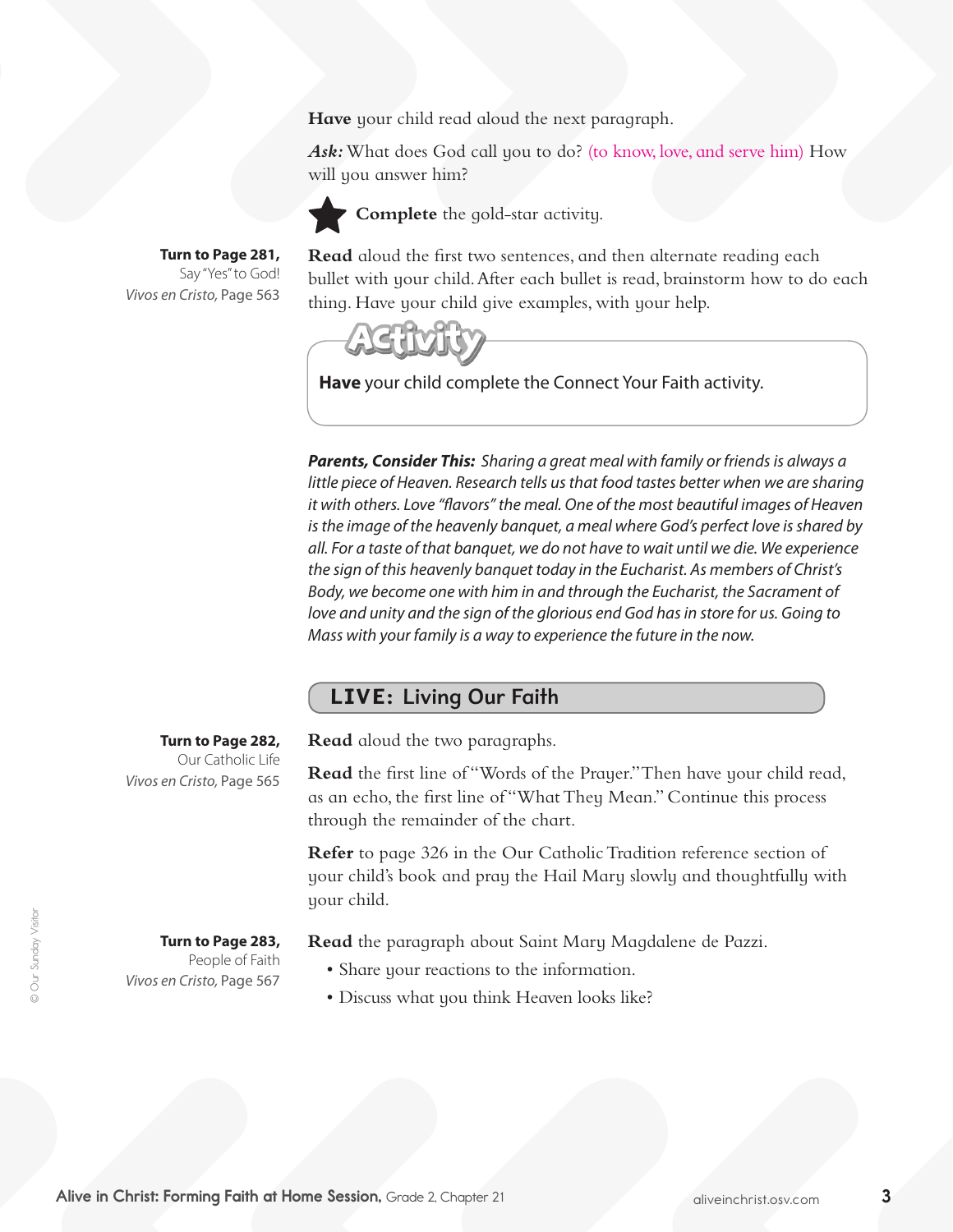**Have** your child read aloud the next paragraph.

***Ask:*** What does God call you to do? (to know, love, and serve him) How will you answer him?

★ **Complete** the gold-star activity.

**Turn to Page 281,** Say "Yes" to God! *Vivos en Cristo*, Page 563

**Read** aloud the first two sentences, and then alternate reading each bullet with your child. After each bullet is read, brainstorm how to do each thing. Have your child give examples, with your help.

**Activity**

**Have** your child complete the Connect Your Faith activity.

***Parents, Consider This:*** *Sharing a great meal with family or friends is always a little piece of Heaven. Research tells us that food tastes better when we are sharing it with others. Love "flavors" the meal. One of the most beautiful images of Heaven is the image of the heavenly banquet, a meal where God's perfect love is shared by all. For a taste of that banquet, we do not have to wait until we die. We experience the sign of this heavenly banquet today in the Eucharist. As members of Christ's Body, we become one with him in and through the Eucharist, the Sacrament of love and unity and the sign of the glorious end God has in store for us. Going to Mass with your family is a way to experience the future in the now.*

## LIVE: Living Our Faith

**Turn to Page 282,** Our Catholic Life *Vivos en Cristo*, Page 565

**Read** aloud the two paragraphs.

**Read** the first line of "Words of the Prayer." Then have your child read, as an echo, the first line of "What They Mean." Continue this process through the remainder of the chart.

**Refer** to page 326 in the Our Catholic Tradition reference section of your child's book and pray the Hail Mary slowly and thoughtfully with your child.

**Turn to Page 283,** People of Faith *Vivos en Cristo*, Page 567

**Read** the paragraph about Saint Mary Magdalene de Pazzi.

- Share your reactions to the information.
- Discuss what you think Heaven looks like?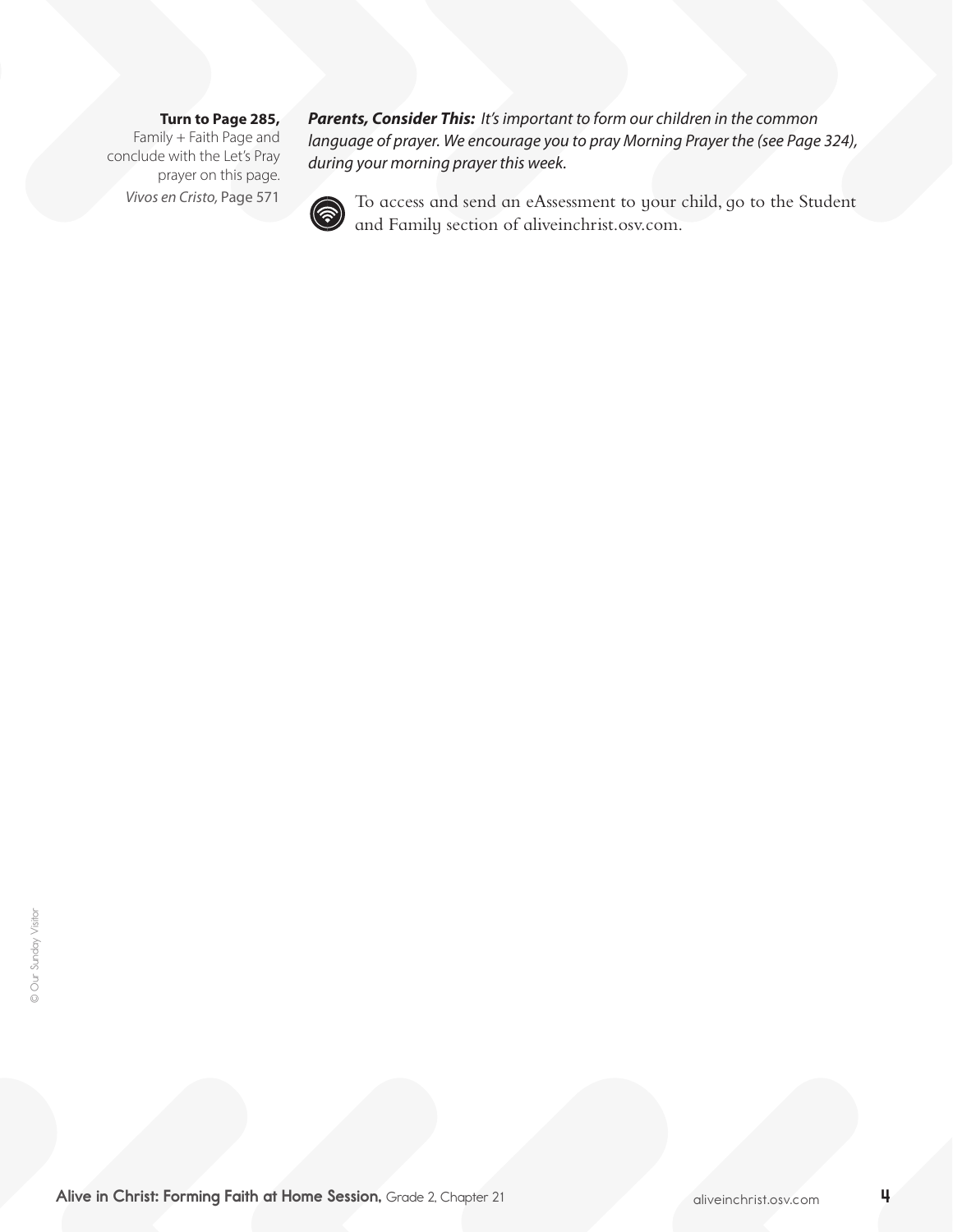**Turn to Page 285,**
Family + Faith Page and conclude with the Let's Pray prayer on this page.
*Vivos en Cristo,* Page 571

***Parents, Consider This:*** *It's important to form our children in the common language of prayer. We encourage you to pray Morning Prayer the (see Page 324), during your morning prayer this week.*

To access and send an eAssessment to your child, go to the Student and Family section of aliveinchrist.osv.com.